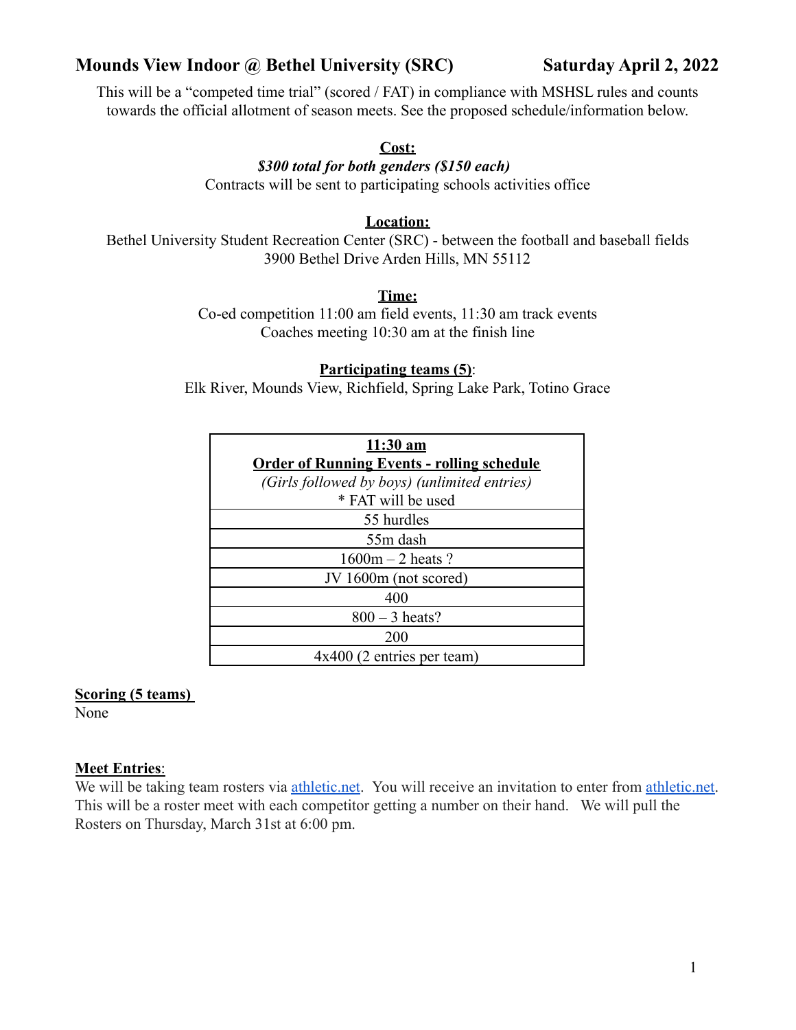# Mounds View Indoor @ Bethel University (SRC) — Saturday April 2, 2022

This will be a "competed time trial" (scored / FAT) in compliance with MSHSL rules and counts towards the official allotment of season meets. See the proposed schedule/information below.

**Cost:**

***$300 total for both genders ($150 each)***

Contracts will be sent to participating schools activities office

**Location:**

Bethel University Student Recreation Center (SRC) - between the football and baseball fields
3900 Bethel Drive Arden Hills, MN 55112

**Time:**

Co-ed competition 11:00 am field events, 11:30 am track events
Coaches meeting 10:30 am at the finish line

**Participating teams (5)**:

Elk River, Mounds View, Richfield, Spring Lake Park, Totino Grace

| **11:30 am**<br>**Order of Running Events - rolling schedule**<br>*(Girls followed by boys) (unlimited entries)*<br>* FAT will be used |
| --- |
| 55 hurdles |
| 55m dash |
| 1600m – 2 heats ? |
| JV 1600m (not scored) |
| 400 |
| 800 – 3 heats? |
| 200 |
| 4x400 (2 entries per team) |

**Scoring (5 teams)**

None

**Meet Entries**:

We will be taking team rosters via athletic.net. You will receive an invitation to enter from athletic.net. This will be a roster meet with each competitor getting a number on their hand. We will pull the Rosters on Thursday, March 31st at 6:00 pm.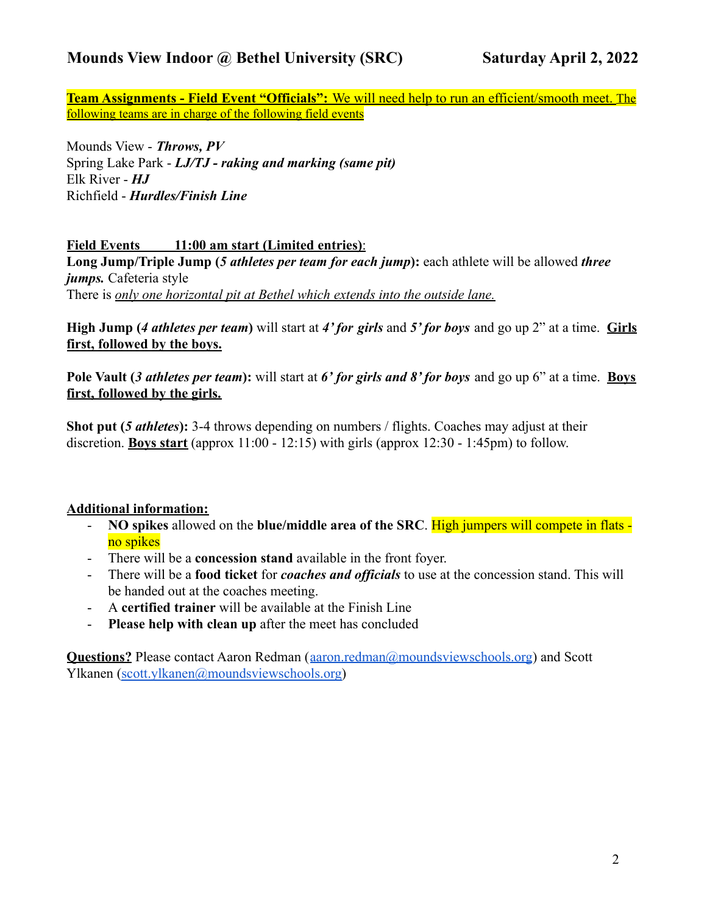**Mounds View Indoor @ Bethel University (SRC)** **Saturday April 2, 2022**

**Team Assignments - Field Event "Officials":** We will need help to run an efficient/smooth meet. The following teams are in charge of the following field events

Mounds View - ***Throws, PV***
Spring Lake Park - ***LJ/TJ - raking and marking (same pit)***
Elk River - ***HJ***
Richfield - ***Hurdles/Finish Line***

**Field Events 11:00 am start (Limited entries)**:
**Long Jump/Triple Jump (*5 athletes per team for each jump*):** each athlete will be allowed ***three jumps.*** Cafeteria style
There is *only one horizontal pit at Bethel which extends into the outside lane.*

**High Jump (*4 athletes per team*)** will start at ***4' for girls*** and ***5' for boys*** and go up 2" at a time. **Girls first, followed by the boys.**

**Pole Vault (*3 athletes per team*):** will start at ***6' for girls and 8' for boys*** and go up 6" at a time. **Boys first, followed by the girls.**

**Shot put (*5 athletes*):** 3-4 throws depending on numbers / flights. Coaches may adjust at their discretion. **Boys start** (approx 11:00 - 12:15) with girls (approx 12:30 - 1:45pm) to follow.

**Additional information:**

- **NO spikes** allowed on the **blue/middle area of the SRC**. High jumpers will compete in flats - no spikes
- There will be a **concession stand** available in the front foyer.
- There will be a **food ticket** for ***coaches and officials*** to use at the concession stand. This will be handed out at the coaches meeting.
- A **certified trainer** will be available at the Finish Line
- **Please help with clean up** after the meet has concluded

**Questions?** Please contact Aaron Redman (aaron.redman@moundsviewschools.org) and Scott Ylkanen (scott.ylkanen@moundsviewschools.org)